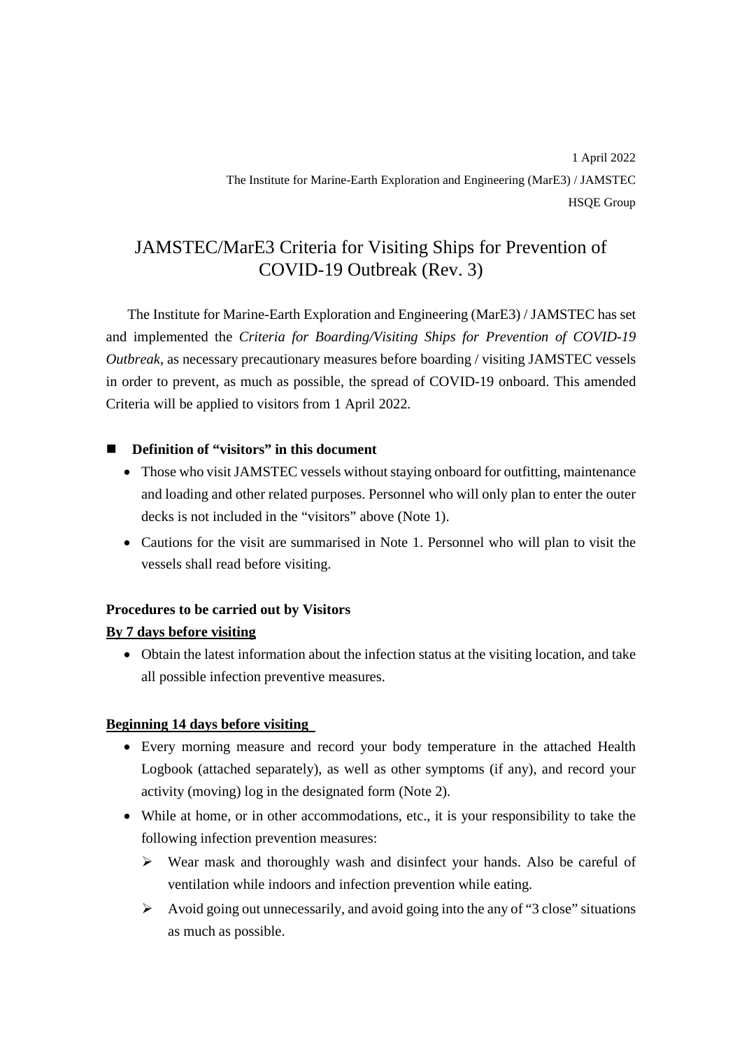1 April 2022

The Institute for Marine-Earth Exploration and Engineering (MarE3) / JAMSTEC

HSQE Group

# JAMSTEC/MarE3 Criteria for Visiting Ships for Prevention of COVID-19 Outbreak (Rev. 3)

The Institute for Marine-Earth Exploration and Engineering (MarE3) / JAMSTEC has set and implemented the *Criteria for Boarding/Visiting Ships for Prevention of COVID-19 Outbreak*, as necessary precautionary measures before boarding / visiting JAMSTEC vessels in order to prevent, as much as possible, the spread of COVID-19 onboard. This amended Criteria will be applied to visitors from 1 April 2022.

## ■ Definition of "visitors" in this document

- Those who visit JAMSTEC vessels without staying onboard for outfitting, maintenance and loading and other related purposes. Personnel who will only plan to enter the outer decks is not included in the "visitors" above (Note 1).
- Cautions for the visit are summarised in Note 1. Personnel who will plan to visit the vessels shall read before visiting.

**Procedures to be carried out by Visitors**

**By 7 days before visiting**

- Obtain the latest information about the infection status at the visiting location, and take all possible infection preventive measures.

**Beginning 14 days before visiting**

- Every morning measure and record your body temperature in the attached Health Logbook (attached separately), as well as other symptoms (if any), and record your activity (moving) log in the designated form (Note 2).
- While at home, or in other accommodations, etc., it is your responsibility to take the following infection prevention measures:
  - Wear mask and thoroughly wash and disinfect your hands. Also be careful of ventilation while indoors and infection prevention while eating.
  - Avoid going out unnecessarily, and avoid going into the any of "3 close" situations as much as possible.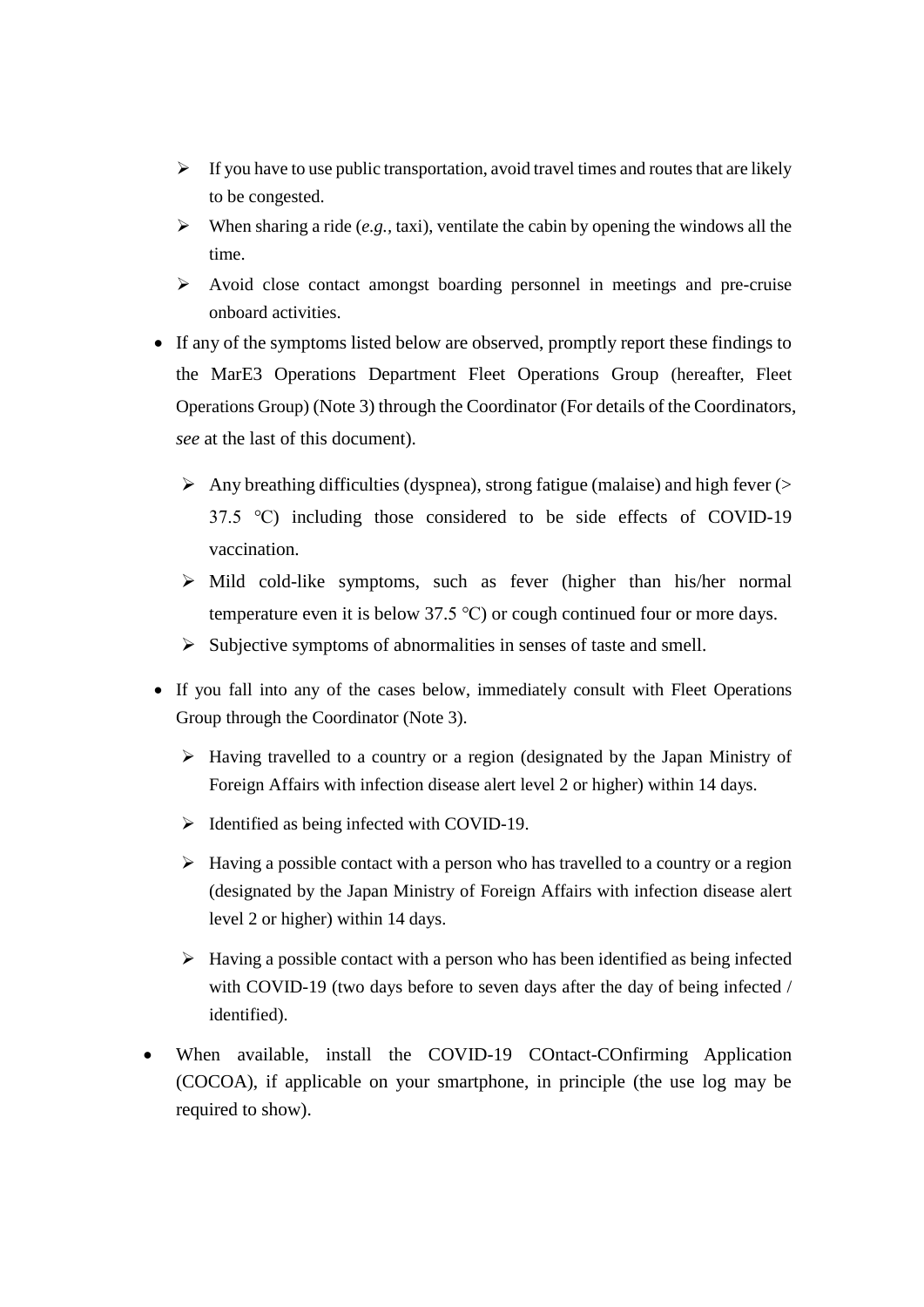- If you have to use public transportation, avoid travel times and routes that are likely to be congested.
  - When sharing a ride (*e.g.*, taxi), ventilate the cabin by opening the windows all the time.
  - Avoid close contact amongst boarding personnel in meetings and pre-cruise onboard activities.

- If any of the symptoms listed below are observed, promptly report these findings to the MarE3 Operations Department Fleet Operations Group (hereafter, Fleet Operations Group) (Note 3) through the Coordinator (For details of the Coordinators, *see* at the last of this document).
  - Any breathing difficulties (dyspnea), strong fatigue (malaise) and high fever (> 37.5 ℃) including those considered to be side effects of COVID-19 vaccination.
  - Mild cold-like symptoms, such as fever (higher than his/her normal temperature even it is below 37.5 ℃) or cough continued four or more days.
  - Subjective symptoms of abnormalities in senses of taste and smell.

- If you fall into any of the cases below, immediately consult with Fleet Operations Group through the Coordinator (Note 3).
  - Having travelled to a country or a region (designated by the Japan Ministry of Foreign Affairs with infection disease alert level 2 or higher) within 14 days.
  - Identified as being infected with COVID-19.
  - Having a possible contact with a person who has travelled to a country or a region (designated by the Japan Ministry of Foreign Affairs with infection disease alert level 2 or higher) within 14 days.
  - Having a possible contact with a person who has been identified as being infected with COVID-19 (two days before to seven days after the day of being infected / identified).

- When available, install the COVID-19 COntact-COnfirming Application (COCOA), if applicable on your smartphone, in principle (the use log may be required to show).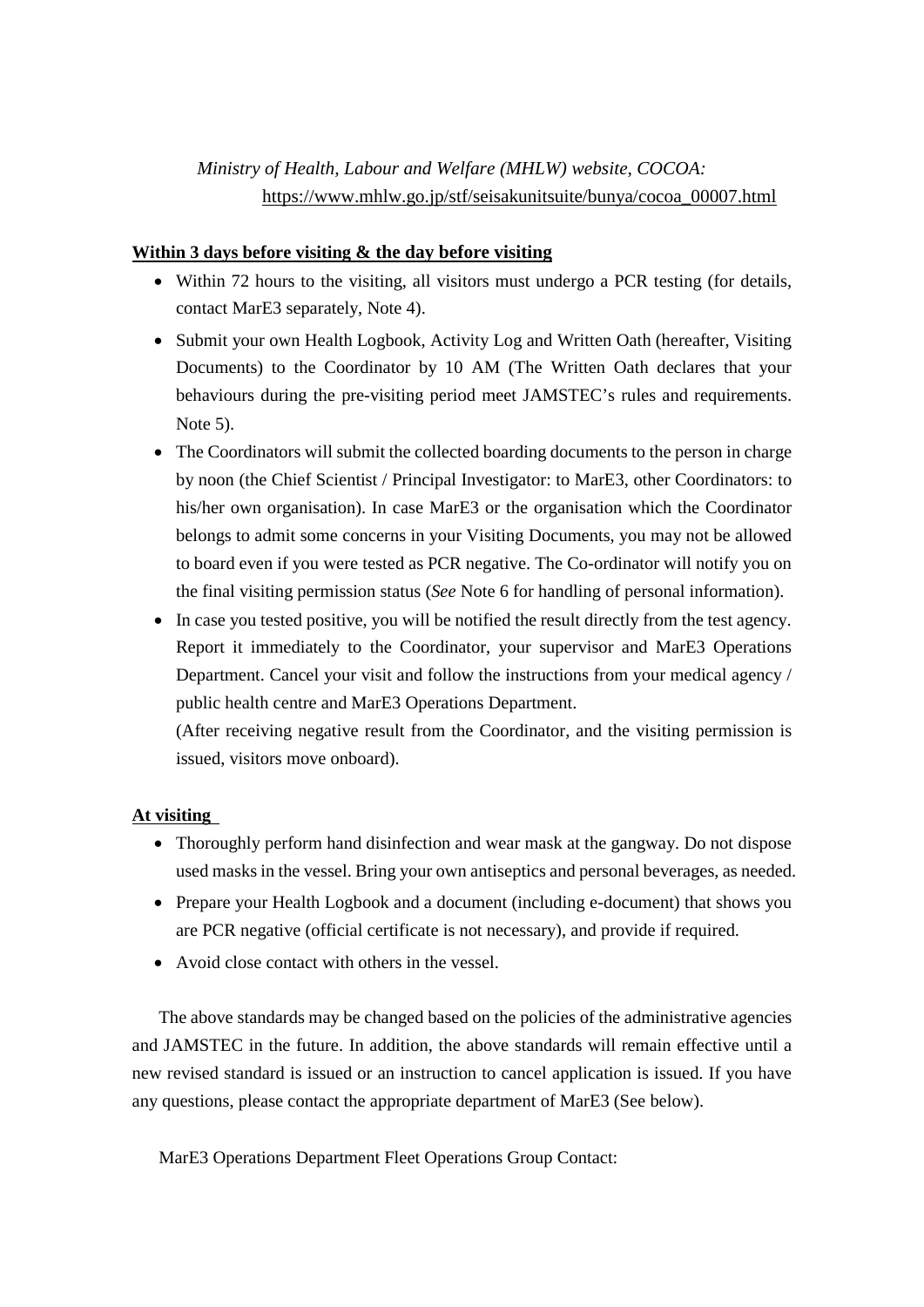*Ministry of Health, Labour and Welfare (MHLW) website, COCOA:*
https://www.mhlw.go.jp/stf/seisakunitsuite/bunya/cocoa_00007.html

**Within 3 days before visiting & the day before visiting**

- Within 72 hours to the visiting, all visitors must undergo a PCR testing (for details, contact MarE3 separately, Note 4).
- Submit your own Health Logbook, Activity Log and Written Oath (hereafter, Visiting Documents) to the Coordinator by 10 AM (The Written Oath declares that your behaviours during the pre-visiting period meet JAMSTEC's rules and requirements. Note 5).
- The Coordinators will submit the collected boarding documents to the person in charge by noon (the Chief Scientist / Principal Investigator: to MarE3, other Coordinators: to his/her own organisation). In case MarE3 or the organisation which the Coordinator belongs to admit some concerns in your Visiting Documents, you may not be allowed to board even if you were tested as PCR negative. The Co-ordinator will notify you on the final visiting permission status (*See* Note 6 for handling of personal information).
- In case you tested positive, you will be notified the result directly from the test agency. Report it immediately to the Coordinator, your supervisor and MarE3 Operations Department. Cancel your visit and follow the instructions from your medical agency / public health centre and MarE3 Operations Department.
  (After receiving negative result from the Coordinator, and the visiting permission is issued, visitors move onboard).

**At visiting**

- Thoroughly perform hand disinfection and wear mask at the gangway. Do not dispose used masks in the vessel. Bring your own antiseptics and personal beverages, as needed.
- Prepare your Health Logbook and a document (including e-document) that shows you are PCR negative (official certificate is not necessary), and provide if required.
- Avoid close contact with others in the vessel.

The above standards may be changed based on the policies of the administrative agencies and JAMSTEC in the future. In addition, the above standards will remain effective until a new revised standard is issued or an instruction to cancel application is issued. If you have any questions, please contact the appropriate department of MarE3 (See below).

MarE3 Operations Department Fleet Operations Group Contact: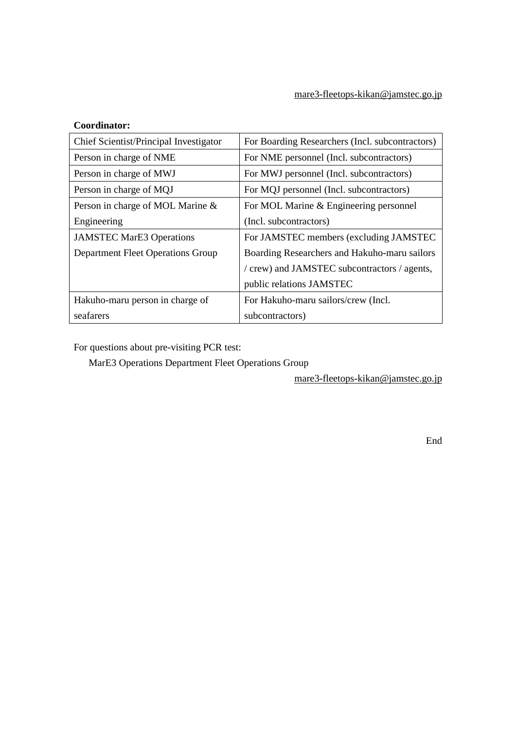mare3-fleetops-kikan@jamstec.go.jp

**Coordinator:**

| | |
|---|---|
| Chief Scientist/Principal Investigator | For Boarding Researchers (Incl. subcontractors) |
| Person in charge of NME | For NME personnel (Incl. subcontractors) |
| Person in charge of MWJ | For MWJ personnel (Incl. subcontractors) |
| Person in charge of MQJ | For MQJ personnel (Incl. subcontractors) |
| Person in charge of MOL Marine & Engineering | For MOL Marine & Engineering personnel (Incl. subcontractors) |
| JAMSTEC MarE3 Operations Department Fleet Operations Group | For JAMSTEC members (excluding JAMSTEC Boarding Researchers and Hakuho-maru sailors / crew) and JAMSTEC subcontractors / agents, public relations JAMSTEC |
| Hakuho-maru person in charge of seafarers | For Hakuho-maru sailors/crew (Incl. subcontractors) |

For questions about pre-visiting PCR test:

MarE3 Operations Department Fleet Operations Group

mare3-fleetops-kikan@jamstec.go.jp

End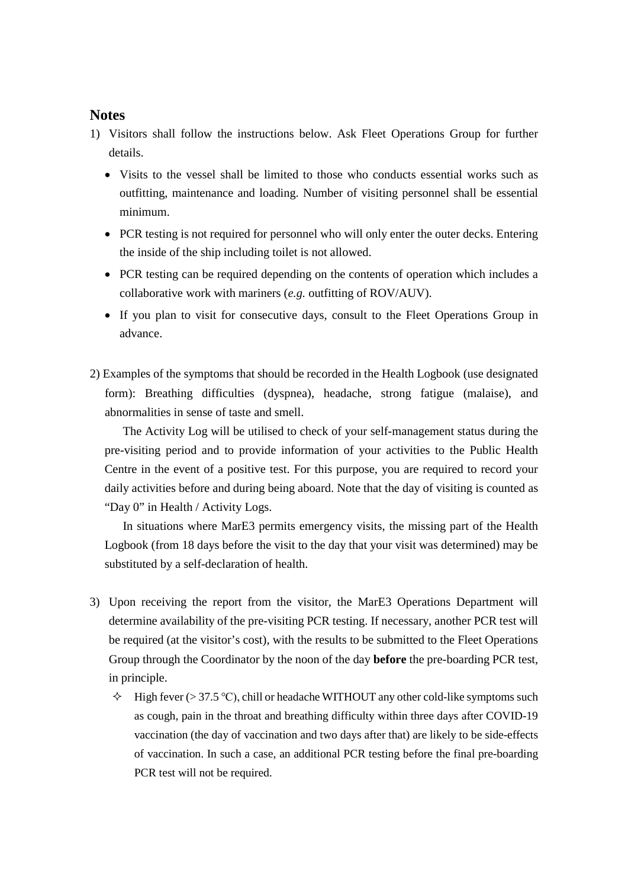## Notes

1) Visitors shall follow the instructions below. Ask Fleet Operations Group for further details.

    - Visits to the vessel shall be limited to those who conducts essential works such as outfitting, maintenance and loading. Number of visiting personnel shall be essential minimum.
    - PCR testing is not required for personnel who will only enter the outer decks. Entering the inside of the ship including toilet is not allowed.
    - PCR testing can be required depending on the contents of operation which includes a collaborative work with mariners (*e.g.* outfitting of ROV/AUV).
    - If you plan to visit for consecutive days, consult to the Fleet Operations Group in advance.

2) Examples of the symptoms that should be recorded in the Health Logbook (use designated form): Breathing difficulties (dyspnea), headache, strong fatigue (malaise), and abnormalities in sense of taste and smell.

    The Activity Log will be utilised to check of your self-management status during the pre-visiting period and to provide information of your activities to the Public Health Centre in the event of a positive test. For this purpose, you are required to record your daily activities before and during being aboard. Note that the day of visiting is counted as "Day 0" in Health / Activity Logs.

    In situations where MarE3 permits emergency visits, the missing part of the Health Logbook (from 18 days before the visit to the day that your visit was determined) may be substituted by a self-declaration of health.

3) Upon receiving the report from the visitor, the MarE3 Operations Department will determine availability of the pre-visiting PCR testing. If necessary, another PCR test will be required (at the visitor's cost), with the results to be submitted to the Fleet Operations Group through the Coordinator by the noon of the day **before** the pre-boarding PCR test, in principle.

    - ✧ High fever (> 37.5 ℃), chill or headache WITHOUT any other cold-like symptoms such as cough, pain in the throat and breathing difficulty within three days after COVID-19 vaccination (the day of vaccination and two days after that) are likely to be side-effects of vaccination. In such a case, an additional PCR testing before the final pre-boarding PCR test will not be required.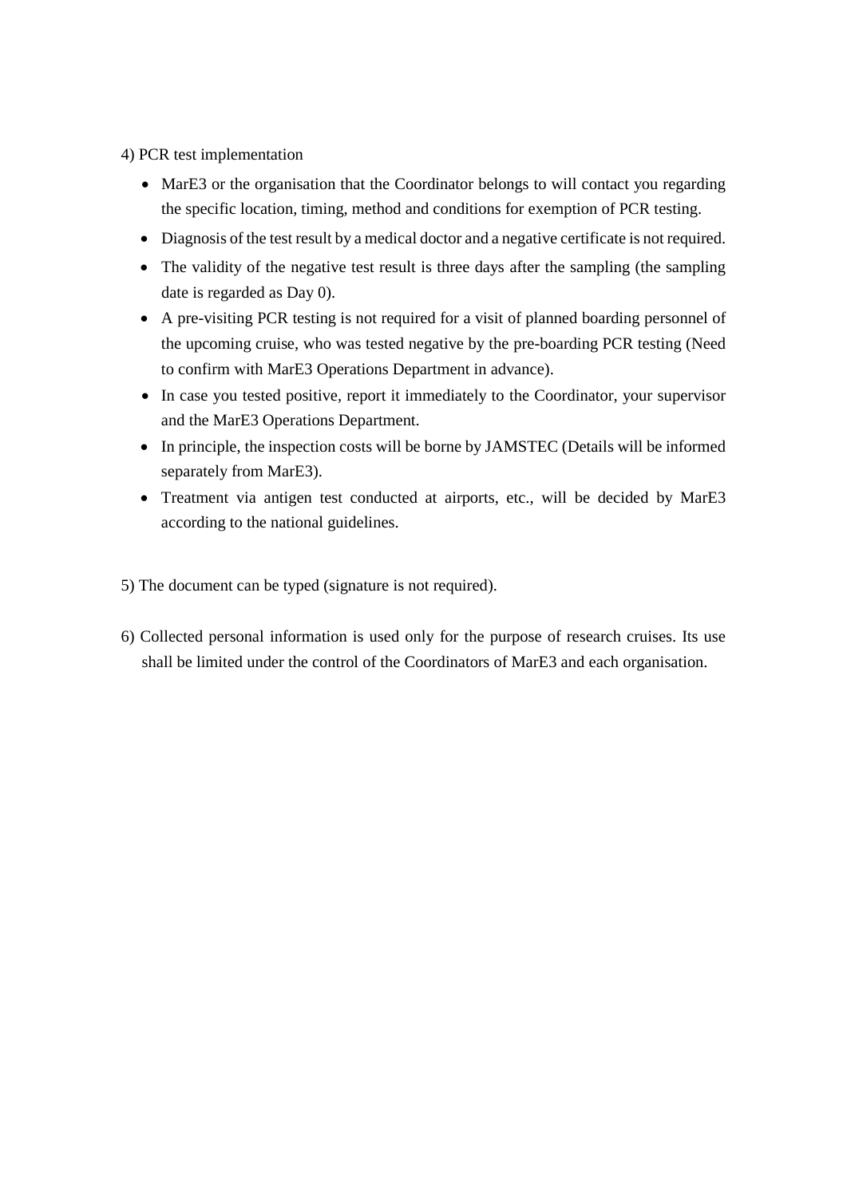4) PCR test implementation

- MarE3 or the organisation that the Coordinator belongs to will contact you regarding the specific location, timing, method and conditions for exemption of PCR testing.
- Diagnosis of the test result by a medical doctor and a negative certificate is not required.
- The validity of the negative test result is three days after the sampling (the sampling date is regarded as Day 0).
- A pre-visiting PCR testing is not required for a visit of planned boarding personnel of the upcoming cruise, who was tested negative by the pre-boarding PCR testing (Need to confirm with MarE3 Operations Department in advance).
- In case you tested positive, report it immediately to the Coordinator, your supervisor and the MarE3 Operations Department.
- In principle, the inspection costs will be borne by JAMSTEC (Details will be informed separately from MarE3).
- Treatment via antigen test conducted at airports, etc., will be decided by MarE3 according to the national guidelines.

5) The document can be typed (signature is not required).

6) Collected personal information is used only for the purpose of research cruises. Its use shall be limited under the control of the Coordinators of MarE3 and each organisation.